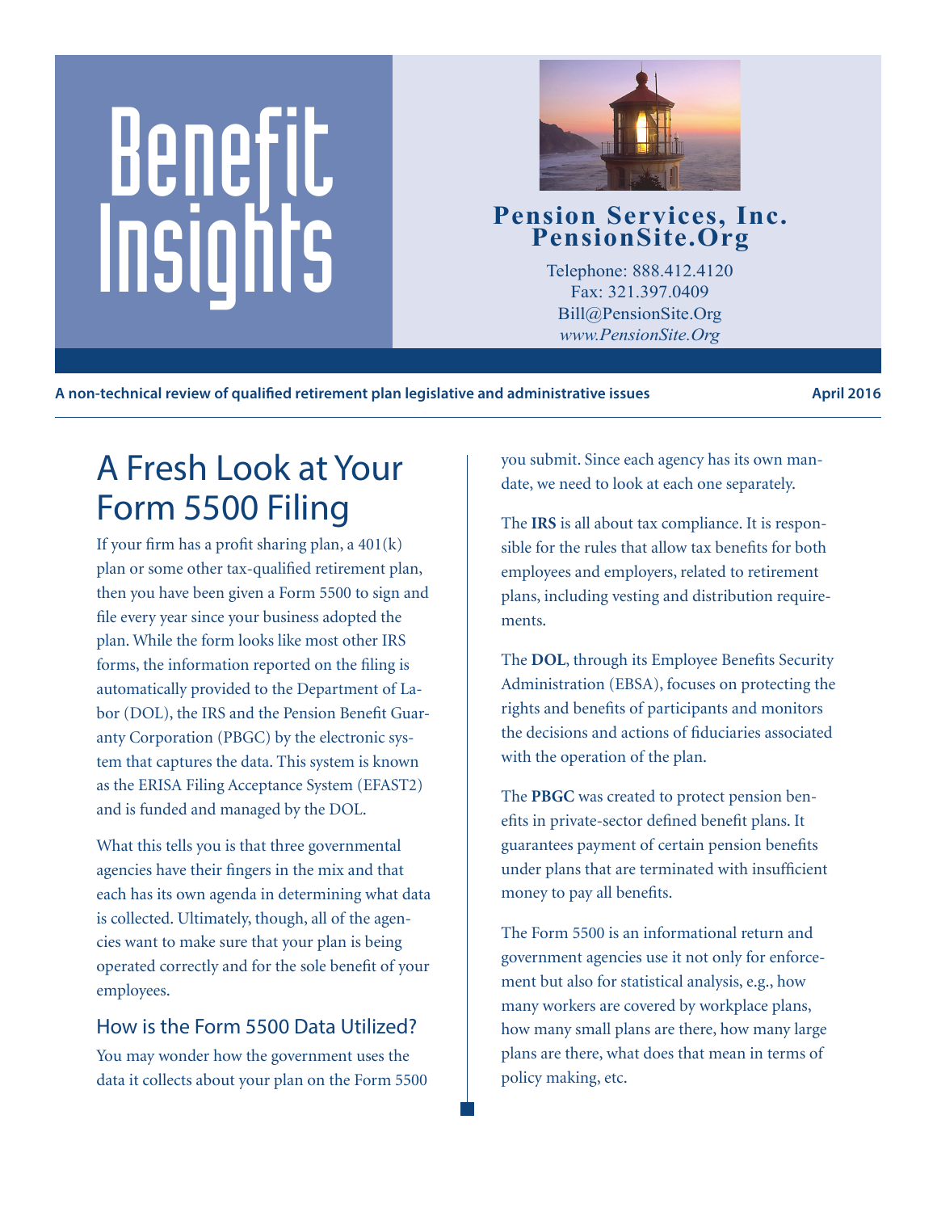# Benefit Insights

**Pension Services, Inc.**
**PensionSite.Org**

Telephone: 888.412.4120
Fax: 321.397.0409
Bill@PensionSite.Org
*www.PensionSite.Org*

**A non-technical review of qualified retirement plan legislative and administrative issues** **April 2016**

## A Fresh Look at Your Form 5500 Filing

If your firm has a profit sharing plan, a 401(k) plan or some other tax-qualified retirement plan, then you have been given a Form 5500 to sign and file every year since your business adopted the plan. While the form looks like most other IRS forms, the information reported on the filing is automatically provided to the Department of Labor (DOL), the IRS and the Pension Benefit Guaranty Corporation (PBGC) by the electronic system that captures the data. This system is known as the ERISA Filing Acceptance System (EFAST2) and is funded and managed by the DOL.

What this tells you is that three governmental agencies have their fingers in the mix and that each has its own agenda in determining what data is collected. Ultimately, though, all of the agencies want to make sure that your plan is being operated correctly and for the sole benefit of your employees.

### How is the Form 5500 Data Utilized?

You may wonder how the government uses the data it collects about your plan on the Form 5500 you submit. Since each agency has its own mandate, we need to look at each one separately.

The **IRS** is all about tax compliance. It is responsible for the rules that allow tax benefits for both employees and employers, related to retirement plans, including vesting and distribution requirements.

The **DOL**, through its Employee Benefits Security Administration (EBSA), focuses on protecting the rights and benefits of participants and monitors the decisions and actions of fiduciaries associated with the operation of the plan.

The **PBGC** was created to protect pension benefits in private-sector defined benefit plans. It guarantees payment of certain pension benefits under plans that are terminated with insufficient money to pay all benefits.

The Form 5500 is an informational return and government agencies use it not only for enforcement but also for statistical analysis, e.g., how many workers are covered by workplace plans, how many small plans are there, how many large plans are there, what does that mean in terms of policy making, etc.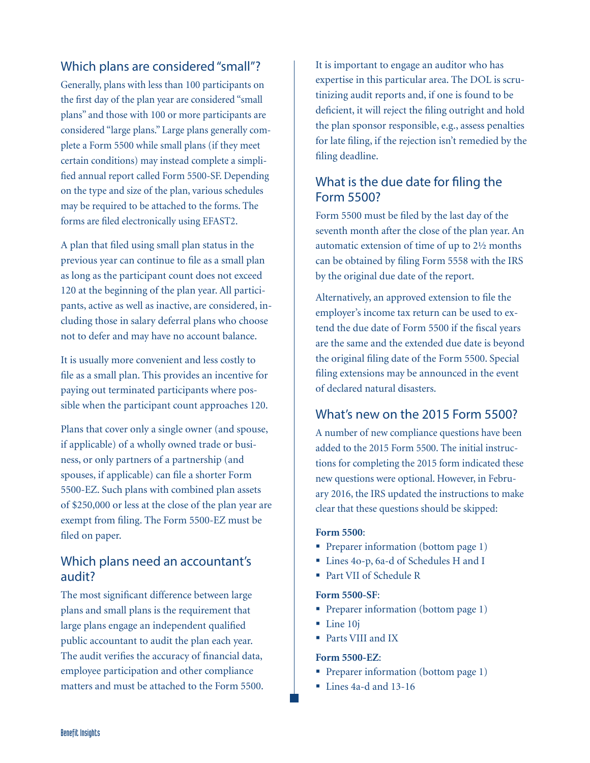## Which plans are considered "small"?

Generally, plans with less than 100 participants on the first day of the plan year are considered "small plans" and those with 100 or more participants are considered "large plans." Large plans generally complete a Form 5500 while small plans (if they meet certain conditions) may instead complete a simplified annual report called Form 5500-SF. Depending on the type and size of the plan, various schedules may be required to be attached to the forms. The forms are filed electronically using EFAST2.

A plan that filed using small plan status in the previous year can continue to file as a small plan as long as the participant count does not exceed 120 at the beginning of the plan year. All participants, active as well as inactive, are considered, including those in salary deferral plans who choose not to defer and may have no account balance.

It is usually more convenient and less costly to file as a small plan. This provides an incentive for paying out terminated participants where possible when the participant count approaches 120.

Plans that cover only a single owner (and spouse, if applicable) of a wholly owned trade or business, or only partners of a partnership (and spouses, if applicable) can file a shorter Form 5500-EZ. Such plans with combined plan assets of $250,000 or less at the close of the plan year are exempt from filing. The Form 5500-EZ must be filed on paper.

## Which plans need an accountant's audit?

The most significant difference between large plans and small plans is the requirement that large plans engage an independent qualified public accountant to audit the plan each year. The audit verifies the accuracy of financial data, employee participation and other compliance matters and must be attached to the Form 5500.

It is important to engage an auditor who has expertise in this particular area. The DOL is scrutinizing audit reports and, if one is found to be deficient, it will reject the filing outright and hold the plan sponsor responsible, e.g., assess penalties for late filing, if the rejection isn't remedied by the filing deadline.

## What is the due date for filing the Form 5500?

Form 5500 must be filed by the last day of the seventh month after the close of the plan year. An automatic extension of time of up to 2½ months can be obtained by filing Form 5558 with the IRS by the original due date of the report.

Alternatively, an approved extension to file the employer's income tax return can be used to extend the due date of Form 5500 if the fiscal years are the same and the extended due date is beyond the original filing date of the Form 5500. Special filing extensions may be announced in the event of declared natural disasters.

## What's new on the 2015 Form 5500?

A number of new compliance questions have been added to the 2015 Form 5500. The initial instructions for completing the 2015 form indicated these new questions were optional. However, in February 2016, the IRS updated the instructions to make clear that these questions should be skipped:

**Form 5500**:

- Preparer information (bottom page 1)
- Lines 4o-p, 6a-d of Schedules H and I
- Part VII of Schedule R

**Form 5500-SF**:

- Preparer information (bottom page 1)
- Line 10j
- Parts VIII and IX

**Form 5500-EZ**:

- Preparer information (bottom page 1)
- Lines 4a-d and 13-16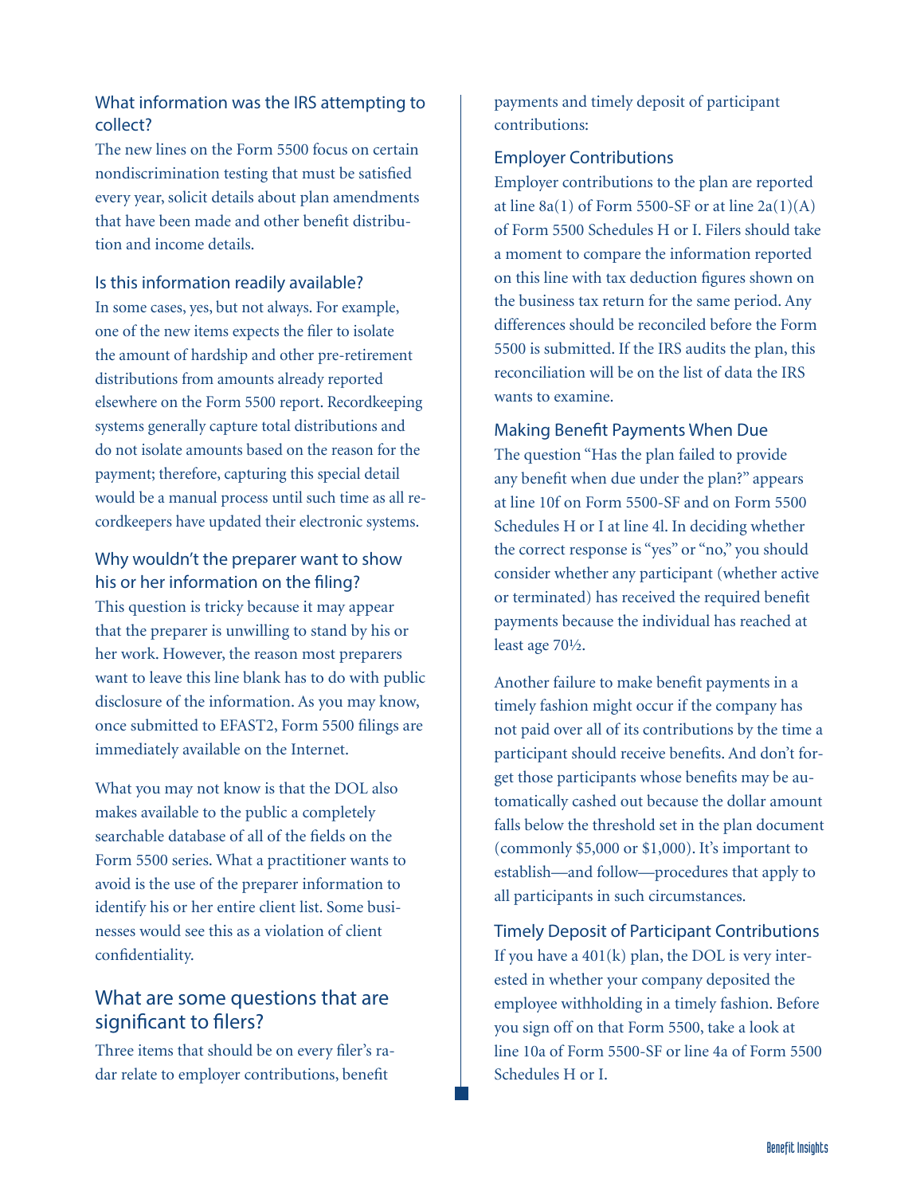### What information was the IRS attempting to collect?

The new lines on the Form 5500 focus on certain nondiscrimination testing that must be satisfied every year, solicit details about plan amendments that have been made and other benefit distribution and income details.

### Is this information readily available?

In some cases, yes, but not always. For example, one of the new items expects the filer to isolate the amount of hardship and other pre-retirement distributions from amounts already reported elsewhere on the Form 5500 report. Recordkeeping systems generally capture total distributions and do not isolate amounts based on the reason for the payment; therefore, capturing this special detail would be a manual process until such time as all recordkeepers have updated their electronic systems.

### Why wouldn't the preparer want to show his or her information on the filing?

This question is tricky because it may appear that the preparer is unwilling to stand by his or her work. However, the reason most preparers want to leave this line blank has to do with public disclosure of the information. As you may know, once submitted to EFAST2, Form 5500 filings are immediately available on the Internet.

What you may not know is that the DOL also makes available to the public a completely searchable database of all of the fields on the Form 5500 series. What a practitioner wants to avoid is the use of the preparer information to identify his or her entire client list. Some businesses would see this as a violation of client confidentiality.

## What are some questions that are significant to filers?

Three items that should be on every filer's radar relate to employer contributions, benefit payments and timely deposit of participant contributions:

### Employer Contributions

Employer contributions to the plan are reported at line 8a(1) of Form 5500-SF or at line 2a(1)(A) of Form 5500 Schedules H or I. Filers should take a moment to compare the information reported on this line with tax deduction figures shown on the business tax return for the same period. Any differences should be reconciled before the Form 5500 is submitted. If the IRS audits the plan, this reconciliation will be on the list of data the IRS wants to examine.

### Making Benefit Payments When Due

The question "Has the plan failed to provide any benefit when due under the plan?" appears at line 10f on Form 5500-SF and on Form 5500 Schedules H or I at line 4l. In deciding whether the correct response is "yes" or "no," you should consider whether any participant (whether active or terminated) has received the required benefit payments because the individual has reached at least age 70½.

Another failure to make benefit payments in a timely fashion might occur if the company has not paid over all of its contributions by the time a participant should receive benefits. And don't forget those participants whose benefits may be automatically cashed out because the dollar amount falls below the threshold set in the plan document (commonly $5,000 or $1,000). It's important to establish—and follow—procedures that apply to all participants in such circumstances.

### Timely Deposit of Participant Contributions

If you have a 401(k) plan, the DOL is very interested in whether your company deposited the employee withholding in a timely fashion. Before you sign off on that Form 5500, take a look at line 10a of Form 5500-SF or line 4a of Form 5500 Schedules H or I.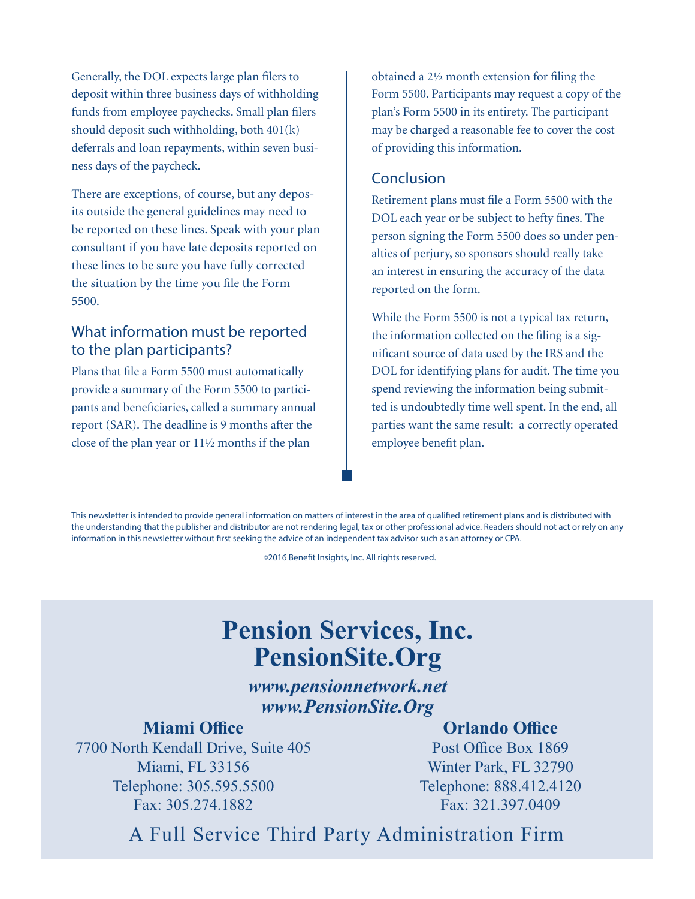Generally, the DOL expects large plan filers to deposit within three business days of withholding funds from employee paychecks. Small plan filers should deposit such withholding, both 401(k) deferrals and loan repayments, within seven business days of the paycheck.

There are exceptions, of course, but any deposits outside the general guidelines may need to be reported on these lines. Speak with your plan consultant if you have late deposits reported on these lines to be sure you have fully corrected the situation by the time you file the Form 5500.

## What information must be reported to the plan participants?

Plans that file a Form 5500 must automatically provide a summary of the Form 5500 to participants and beneficiaries, called a summary annual report (SAR). The deadline is 9 months after the close of the plan year or 11½ months if the plan obtained a 2½ month extension for filing the Form 5500. Participants may request a copy of the plan's Form 5500 in its entirety. The participant may be charged a reasonable fee to cover the cost of providing this information.

## Conclusion

Retirement plans must file a Form 5500 with the DOL each year or be subject to hefty fines. The person signing the Form 5500 does so under penalties of perjury, so sponsors should really take an interest in ensuring the accuracy of the data reported on the form.

While the Form 5500 is not a typical tax return, the information collected on the filing is a significant source of data used by the IRS and the DOL for identifying plans for audit. The time you spend reviewing the information being submitted is undoubtedly time well spent. In the end, all parties want the same result: a correctly operated employee benefit plan.

This newsletter is intended to provide general information on matters of interest in the area of qualified retirement plans and is distributed with the understanding that the publisher and distributor are not rendering legal, tax or other professional advice. Readers should not act or rely on any information in this newsletter without first seeking the advice of an independent tax advisor such as an attorney or CPA.

©2016 Benefit Insights, Inc. All rights reserved.

# Pension Services, Inc.
# PensionSite.Org

***www.pensionnetwork.net***
***www.PensionSite.Org***

**Miami Office**
7700 North Kendall Drive, Suite 405
Miami, FL 33156
Telephone: 305.595.5500
Fax: 305.274.1882

**Orlando Office**
Post Office Box 1869
Winter Park, FL 32790
Telephone: 888.412.4120
Fax: 321.397.0409

A Full Service Third Party Administration Firm